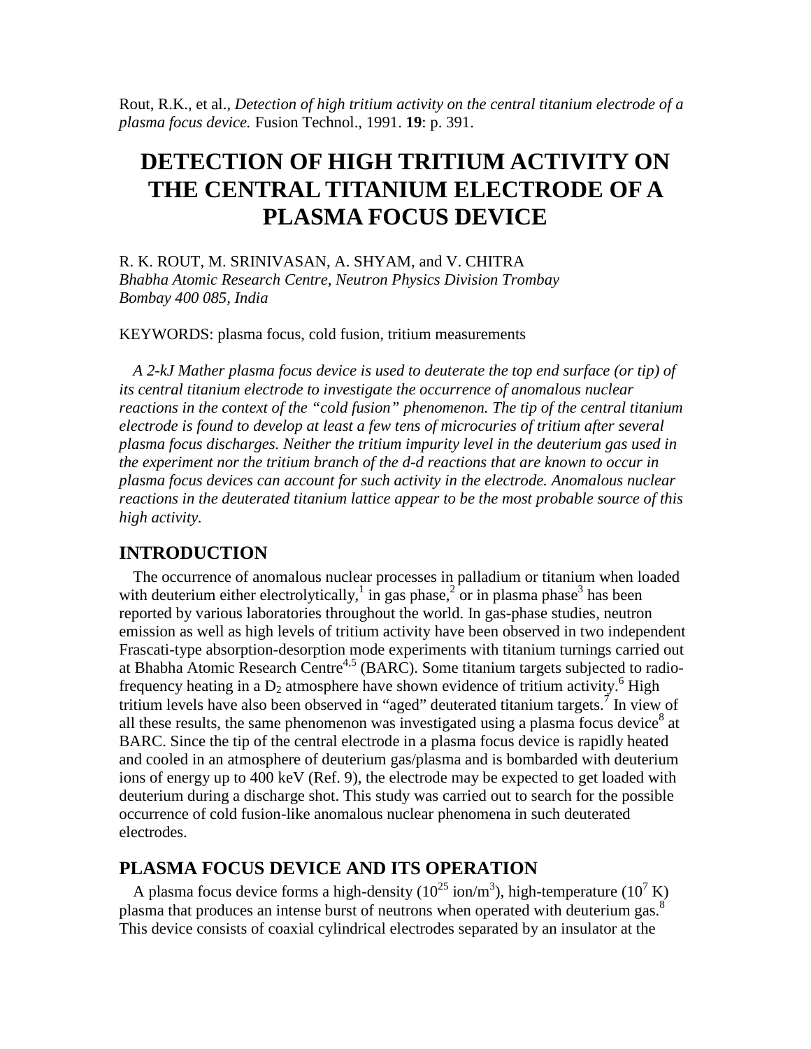Rout, R.K., et al., *Detection of high tritium activity on the central titanium electrode of a plasma focus device.* Fusion Technol., 1991. **19**: p. 391.

# DETECTION OF HIGH TRITIUM ACTIVITY ON THE CENTRAL TITANIUM ELECTRODE OF A PLASMA FOCUS DEVICE

R. K. ROUT, M. SRINIVASAN, A. SHYAM, and V. CHITRA
*Bhabha Atomic Research Centre, Neutron Physics Division Trombay*
*Bombay 400 085, India*

KEYWORDS: plasma focus, cold fusion, tritium measurements

*A 2-kJ Mather plasma focus device is used to deuterate the top end surface (or tip) of its central titanium electrode to investigate the occurrence of anomalous nuclear reactions in the context of the "cold fusion" phenomenon. The tip of the central titanium electrode is found to develop at least a few tens of microcuries of tritium after several plasma focus discharges. Neither the tritium impurity level in the deuterium gas used in the experiment nor the tritium branch of the d-d reactions that are known to occur in plasma focus devices can account for such activity in the electrode. Anomalous nuclear reactions in the deuterated titanium lattice appear to be the most probable source of this high activity.*

## INTRODUCTION

The occurrence of anomalous nuclear processes in palladium or titanium when loaded with deuterium either electrolytically,[1] in gas phase,[2] or in plasma phase[3] has been reported by various laboratories throughout the world. In gas-phase studies, neutron emission as well as high levels of tritium activity have been observed in two independent Frascati-type absorption-desorption mode experiments with titanium turnings carried out at Bhabha Atomic Research Centre[4,5] (BARC). Some titanium targets subjected to radio-frequency heating in a $D_2$ atmosphere have shown evidence of tritium activity.[6] High tritium levels have also been observed in "aged" deuterated titanium targets.[7] In view of all these results, the same phenomenon was investigated using a plasma focus device[8] at BARC. Since the tip of the central electrode in a plasma focus device is rapidly heated and cooled in an atmosphere of deuterium gas/plasma and is bombarded with deuterium ions of energy up to 400 keV (Ref. 9), the electrode may be expected to get loaded with deuterium during a discharge shot. This study was carried out to search for the possible occurrence of cold fusion-like anomalous nuclear phenomena in such deuterated electrodes.

## PLASMA FOCUS DEVICE AND ITS OPERATION

A plasma focus device forms a high-density ($10^{25}$ ion/m$^3$), high-temperature ($10^7$ K) plasma that produces an intense burst of neutrons when operated with deuterium gas.[8] This device consists of coaxial cylindrical electrodes separated by an insulator at the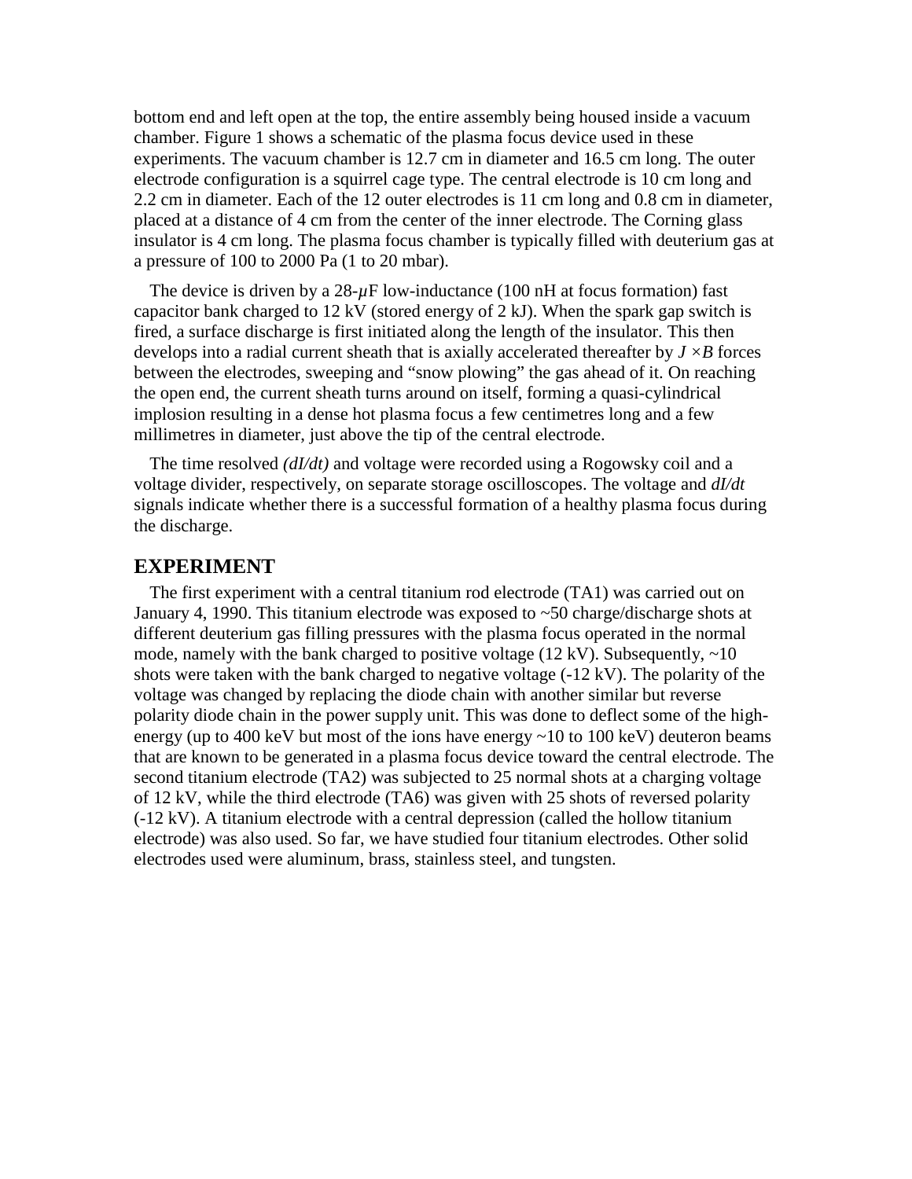bottom end and left open at the top, the entire assembly being housed inside a vacuum chamber. Figure 1 shows a schematic of the plasma focus device used in these experiments. The vacuum chamber is 12.7 cm in diameter and 16.5 cm long. The outer electrode configuration is a squirrel cage type. The central electrode is 10 cm long and 2.2 cm in diameter. Each of the 12 outer electrodes is 11 cm long and 0.8 cm in diameter, placed at a distance of 4 cm from the center of the inner electrode. The Corning glass insulator is 4 cm long. The plasma focus chamber is typically filled with deuterium gas at a pressure of 100 to 2000 Pa (1 to 20 mbar).

The device is driven by a 28-$\mu$F low-inductance (100 nH at focus formation) fast capacitor bank charged to 12 kV (stored energy of 2 kJ). When the spark gap switch is fired, a surface discharge is first initiated along the length of the insulator. This then develops into a radial current sheath that is axially accelerated thereafter by $J \times B$ forces between the electrodes, sweeping and "snow plowing" the gas ahead of it. On reaching the open end, the current sheath turns around on itself, forming a quasi-cylindrical implosion resulting in a dense hot plasma focus a few centimetres long and a few millimetres in diameter, just above the tip of the central electrode.

The time resolved *(dI/dt)* and voltage were recorded using a Rogowsky coil and a voltage divider, respectively, on separate storage oscilloscopes. The voltage and *dI/dt* signals indicate whether there is a successful formation of a healthy plasma focus during the discharge.

## EXPERIMENT

The first experiment with a central titanium rod electrode (TA1) was carried out on January 4, 1990. This titanium electrode was exposed to ~50 charge/discharge shots at different deuterium gas filling pressures with the plasma focus operated in the normal mode, namely with the bank charged to positive voltage (12 kV). Subsequently, ~10 shots were taken with the bank charged to negative voltage (-12 kV). The polarity of the voltage was changed by replacing the diode chain with another similar but reverse polarity diode chain in the power supply unit. This was done to deflect some of the high-energy (up to 400 keV but most of the ions have energy ~10 to 100 keV) deuteron beams that are known to be generated in a plasma focus device toward the central electrode. The second titanium electrode (TA2) was subjected to 25 normal shots at a charging voltage of 12 kV, while the third electrode (TA6) was given with 25 shots of reversed polarity (-12 kV). A titanium electrode with a central depression (called the hollow titanium electrode) was also used. So far, we have studied four titanium electrodes. Other solid electrodes used were aluminum, brass, stainless steel, and tungsten.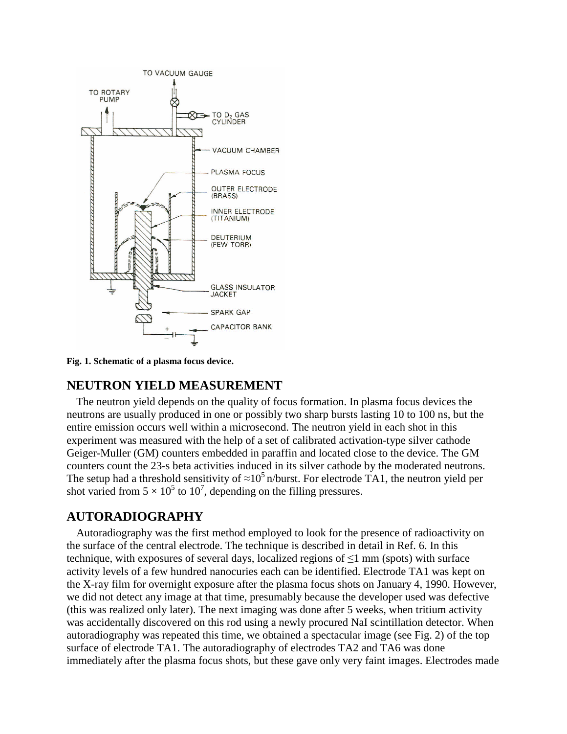TO VACUUM GAUGE

TO ROTARY PUMP

TO $D_2$ GAS CYLINDER

VACUUM CHAMBER

PLASMA FOCUS

OUTER ELECTRODE (BRASS)

INNER ELECTRODE (TITANIUM)

DEUTERIUM (FEW TORR)

GLASS INSULATOR JACKET

SPARK GAP

CAPACITOR BANK

**Fig. 1. Schematic of a plasma focus device.**

## NEUTRON YIELD MEASUREMENT

The neutron yield depends on the quality of focus formation. In plasma focus devices the neutrons are usually produced in one or possibly two sharp bursts lasting 10 to 100 ns, but the entire emission occurs well within a microsecond. The neutron yield in each shot in this experiment was measured with the help of a set of calibrated activation-type silver cathode Geiger-Muller (GM) counters embedded in paraffin and located close to the device. The GM counters count the 23-s beta activities induced in its silver cathode by the moderated neutrons. The setup had a threshold sensitivity of $\approx 10^5$ n/burst. For electrode TA1, the neutron yield per shot varied from $5 \times 10^5$ to $10^7$, depending on the filling pressures.

## AUTORADIOGRAPHY

Autoradiography was the first method employed to look for the presence of radioactivity on the surface of the central electrode. The technique is described in detail in Ref. 6. In this technique, with exposures of several days, localized regions of $\leq 1$ mm (spots) with surface activity levels of a few hundred nanocuries each can be identified. Electrode TA1 was kept on the X-ray film for overnight exposure after the plasma focus shots on January 4, 1990. However, we did not detect any image at that time, presumably because the developer used was defective (this was realized only later). The next imaging was done after 5 weeks, when tritium activity was accidentally discovered on this rod using a newly procured NaI scintillation detector. When autoradiography was repeated this time, we obtained a spectacular image (see Fig. 2) of the top surface of electrode TA1. The autoradiography of electrodes TA2 and TA6 was done immediately after the plasma focus shots, but these gave only very faint images. Electrodes made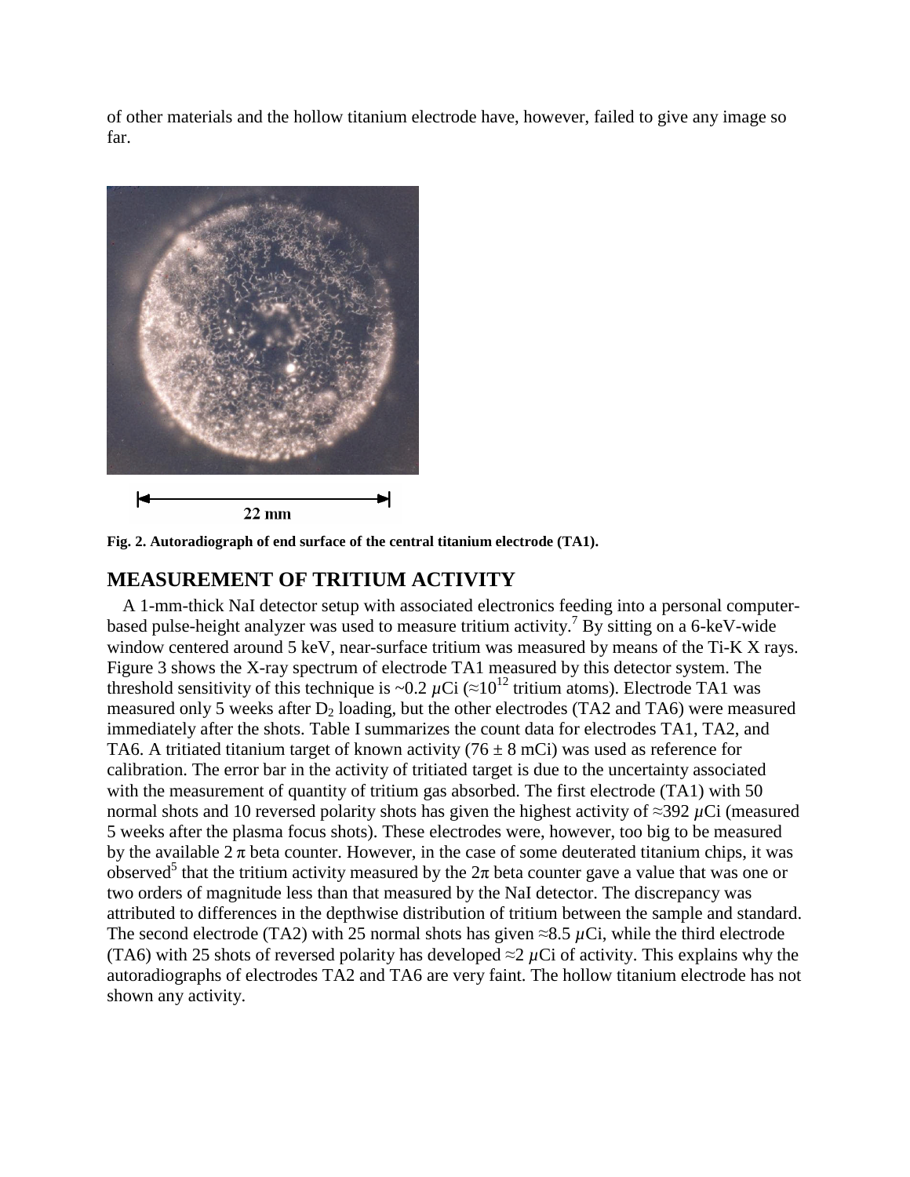of other materials and the hollow titanium electrode have, however, failed to give any image so far.

22 mm

**Fig. 2. Autoradiograph of end surface of the central titanium electrode (TA1).**

## MEASUREMENT OF TRITIUM ACTIVITY

A 1-mm-thick NaI detector setup with associated electronics feeding into a personal computer-based pulse-height analyzer was used to measure tritium activity.[7] By sitting on a 6-keV-wide window centered around 5 keV, near-surface tritium was measured by means of the Ti-K X rays. Figure 3 shows the X-ray spectrum of electrode TA1 measured by this detector system. The threshold sensitivity of this technique is ~0.2 $\mu$Ci ($\approx 10^{12}$ tritium atoms). Electrode TA1 was measured only 5 weeks after $D_2$ loading, but the other electrodes (TA2 and TA6) were measured immediately after the shots. Table I summarizes the count data for electrodes TA1, TA2, and TA6. A tritiated titanium target of known activity (76 ± 8 mCi) was used as reference for calibration. The error bar in the activity of tritiated target is due to the uncertainty associated with the measurement of quantity of tritium gas absorbed. The first electrode (TA1) with 50 normal shots and 10 reversed polarity shots has given the highest activity of ≈392 $\mu$Ci (measured 5 weeks after the plasma focus shots). These electrodes were, however, too big to be measured by the available $2\pi$ beta counter. However, in the case of some deuterated titanium chips, it was observed[5] that the tritium activity measured by the $2\pi$ beta counter gave a value that was one or two orders of magnitude less than that measured by the NaI detector. The discrepancy was attributed to differences in the depthwise distribution of tritium between the sample and standard. The second electrode (TA2) with 25 normal shots has given ≈8.5 $\mu$Ci, while the third electrode (TA6) with 25 shots of reversed polarity has developed ≈2 $\mu$Ci of activity. This explains why the autoradiographs of electrodes TA2 and TA6 are very faint. The hollow titanium electrode has not shown any activity.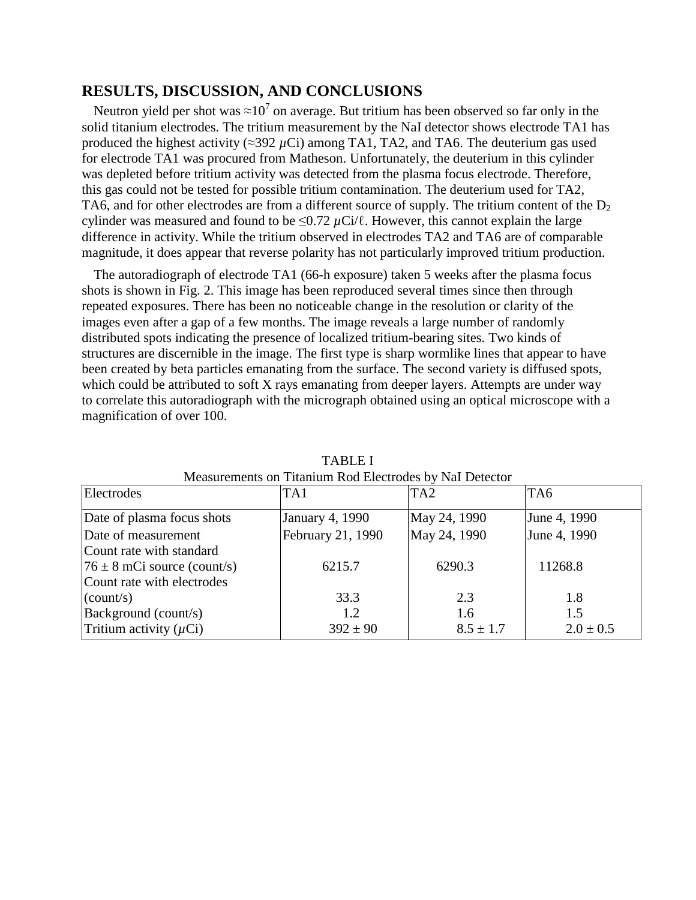## RESULTS, DISCUSSION, AND CONCLUSIONS

Neutron yield per shot was $\approx 10^7$ on average. But tritium has been observed so far only in the solid titanium electrodes. The tritium measurement by the NaI detector shows electrode TA1 has produced the highest activity ($\approx$392 $\mu$Ci) among TA1, TA2, and TA6. The deuterium gas used for electrode TA1 was procured from Matheson. Unfortunately, the deuterium in this cylinder was depleted before tritium activity was detected from the plasma focus electrode. Therefore, this gas could not be tested for possible tritium contamination. The deuterium used for TA2, TA6, and for other electrodes are from a different source of supply. The tritium content of the $D_2$ cylinder was measured and found to be $\leq$0.72 $\mu$Ci/ℓ. However, this cannot explain the large difference in activity. While the tritium observed in electrodes TA2 and TA6 are of comparable magnitude, it does appear that reverse polarity has not particularly improved tritium production.

The autoradiograph of electrode TA1 (66-h exposure) taken 5 weeks after the plasma focus shots is shown in Fig. 2. This image has been reproduced several times since then through repeated exposures. There has been no noticeable change in the resolution or clarity of the images even after a gap of a few months. The image reveals a large number of randomly distributed spots indicating the presence of localized tritium-bearing sites. Two kinds of structures are discernible in the image. The first type is sharp wormlike lines that appear to have been created by beta particles emanating from the surface. The second variety is diffused spots, which could be attributed to soft X rays emanating from deeper layers. Attempts are under way to correlate this autoradiograph with the micrograph obtained using an optical microscope with a magnification of over 100.

TABLE I
Measurements on Titanium Rod Electrodes by NaI Detector

| Electrodes | TA1 | TA2 | TA6 |
|---|---|---|---|
| Date of plasma focus shots | January 4, 1990 | May 24, 1990 | June 4, 1990 |
| Date of measurement | February 21, 1990 | May 24, 1990 | June 4, 1990 |
| Count rate with standard $76 \pm 8$ mCi source (count/s) | 6215.7 | 6290.3 | 11268.8 |
| Count rate with electrodes (count/s) | 33.3 | 2.3 | 1.8 |
| Background (count/s) | 1.2 | 1.6 | 1.5 |
| Tritium activity ($\mu$Ci) | $392 \pm 90$ | $8.5 \pm 1.7$ | $2.0 \pm 0.5$ |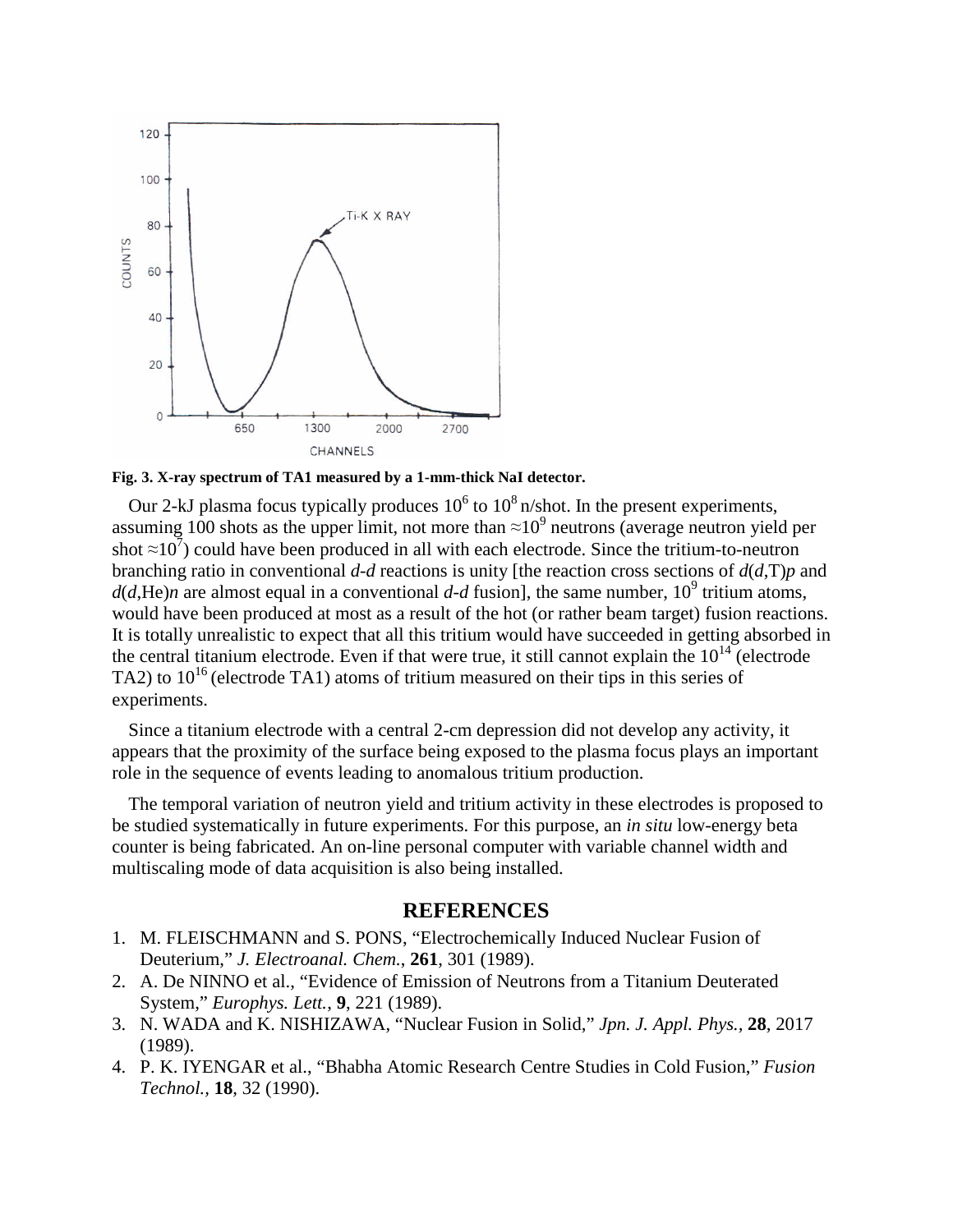120
100
80
60
40
20
0
COUNTS
Ti-K X RAY
650
1300
2000
2700
CHANNELS

**Fig. 3. X-ray spectrum of TA1 measured by a 1-mm-thick NaI detector.**

Our 2-kJ plasma focus typically produces $10^6$ to $10^8$ n/shot. In the present experiments, assuming 100 shots as the upper limit, not more than $\approx 10^9$ neutrons (average neutron yield per shot $\approx 10^7$) could have been produced in all with each electrode. Since the tritium-to-neutron branching ratio in conventional *d-d* reactions is unity [the reaction cross sections of *d*(*d*,T)*p* and *d*(*d*,He)*n* are almost equal in a conventional *d-d* fusion], the same number, $10^9$ tritium atoms, would have been produced at most as a result of the hot (or rather beam target) fusion reactions. It is totally unrealistic to expect that all this tritium would have succeeded in getting absorbed in the central titanium electrode. Even if that were true, it still cannot explain the $10^{14}$ (electrode TA2) to $10^{16}$ (electrode TA1) atoms of tritium measured on their tips in this series of experiments.

Since a titanium electrode with a central 2-cm depression did not develop any activity, it appears that the proximity of the surface being exposed to the plasma focus plays an important role in the sequence of events leading to anomalous tritium production.

The temporal variation of neutron yield and tritium activity in these electrodes is proposed to be studied systematically in future experiments. For this purpose, an *in situ* low-energy beta counter is being fabricated. An on-line personal computer with variable channel width and multiscaling mode of data acquisition is also being installed.

## REFERENCES

1. M. FLEISCHMANN and S. PONS, “Electrochemically Induced Nuclear Fusion of Deuterium,” *J. Electroanal. Chem.*, **261**, 301 (1989).
2. A. De NINNO et al., “Evidence of Emission of Neutrons from a Titanium Deuterated System,” *Europhys. Lett.*, **9**, 221 (1989).
3. N. WADA and K. NISHIZAWA, “Nuclear Fusion in Solid,” *Jpn. J. Appl. Phys.*, **28**, 2017 (1989).
4. P. K. IYENGAR et al., “Bhabha Atomic Research Centre Studies in Cold Fusion,” *Fusion Technol.*, **18**, 32 (1990).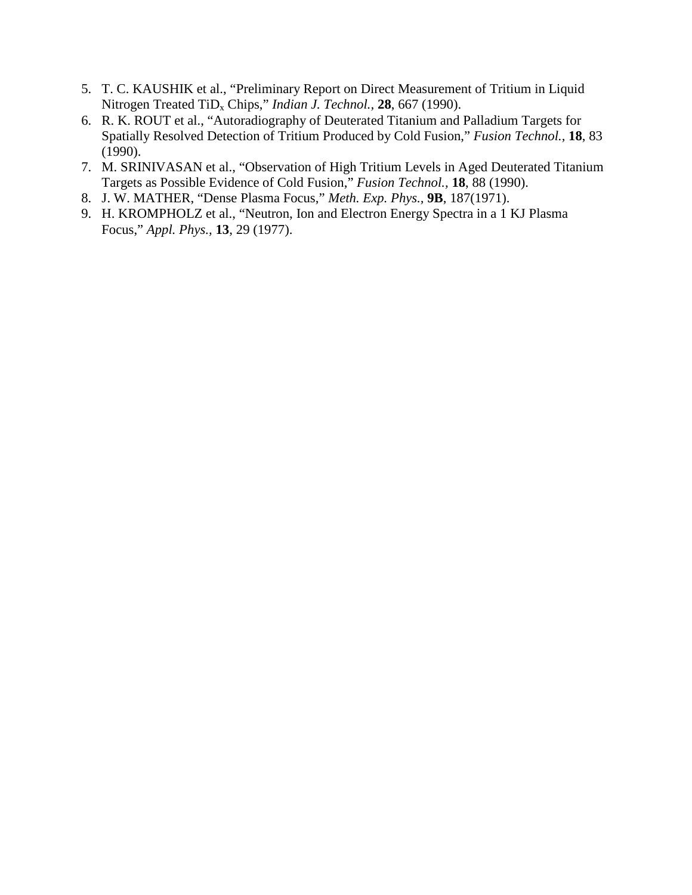5. T. C. KAUSHIK et al., "Preliminary Report on Direct Measurement of Tritium in Liquid Nitrogen Treated $TiD_x$ Chips," *Indian J. Technol.*, **28**, 667 (1990).
6. R. K. ROUT et al., "Autoradiography of Deuterated Titanium and Palladium Targets for Spatially Resolved Detection of Tritium Produced by Cold Fusion," *Fusion Technol.*, **18**, 83 (1990).
7. M. SRINIVASAN et al., "Observation of High Tritium Levels in Aged Deuterated Titanium Targets as Possible Evidence of Cold Fusion," *Fusion Technol.*, **18**, 88 (1990).
8. J. W. MATHER, "Dense Plasma Focus," *Meth. Exp. Phys.*, **9B**, 187(1971).
9. H. KROMPHOLZ et al., "Neutron, Ion and Electron Energy Spectra in a 1 KJ Plasma Focus," *Appl. Phys.*, **13**, 29 (1977).